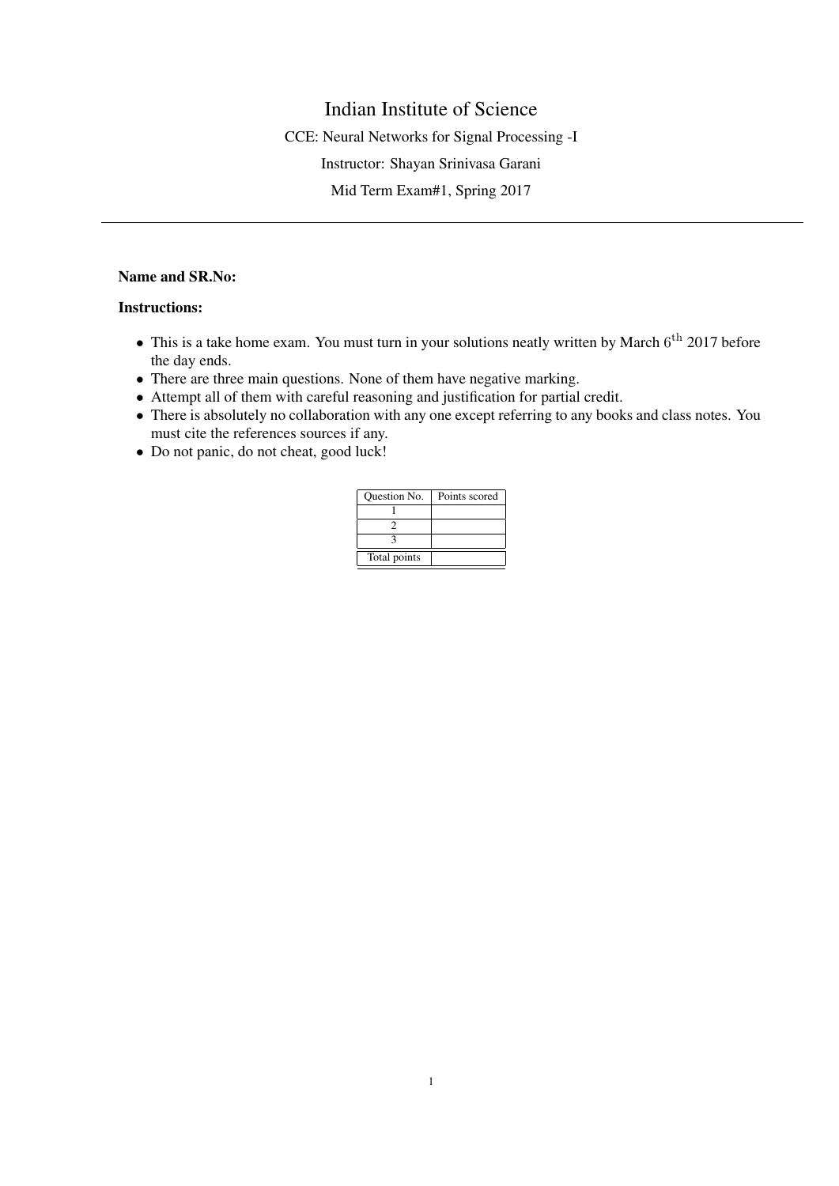# Indian Institute of Science

CCE: Neural Networks for Signal Processing -I

Instructor: Shayan Srinivasa Garani

Mid Term Exam#1, Spring 2017

---

**Name and SR.No:**

**Instructions:**

- This is a take home exam. You must turn in your solutions neatly written by March $6^{\text{th}}$ 2017 before the day ends.
- There are three main questions. None of them have negative marking.
- Attempt all of them with careful reasoning and justification for partial credit.
- There is absolutely no collaboration with any one except referring to any books and class notes. You must cite the references sources if any.
- Do not panic, do not cheat, good luck!

| Question No. | Points scored |
|---|---|
| 1 | |
| 2 | |
| 3 | |
| Total points | |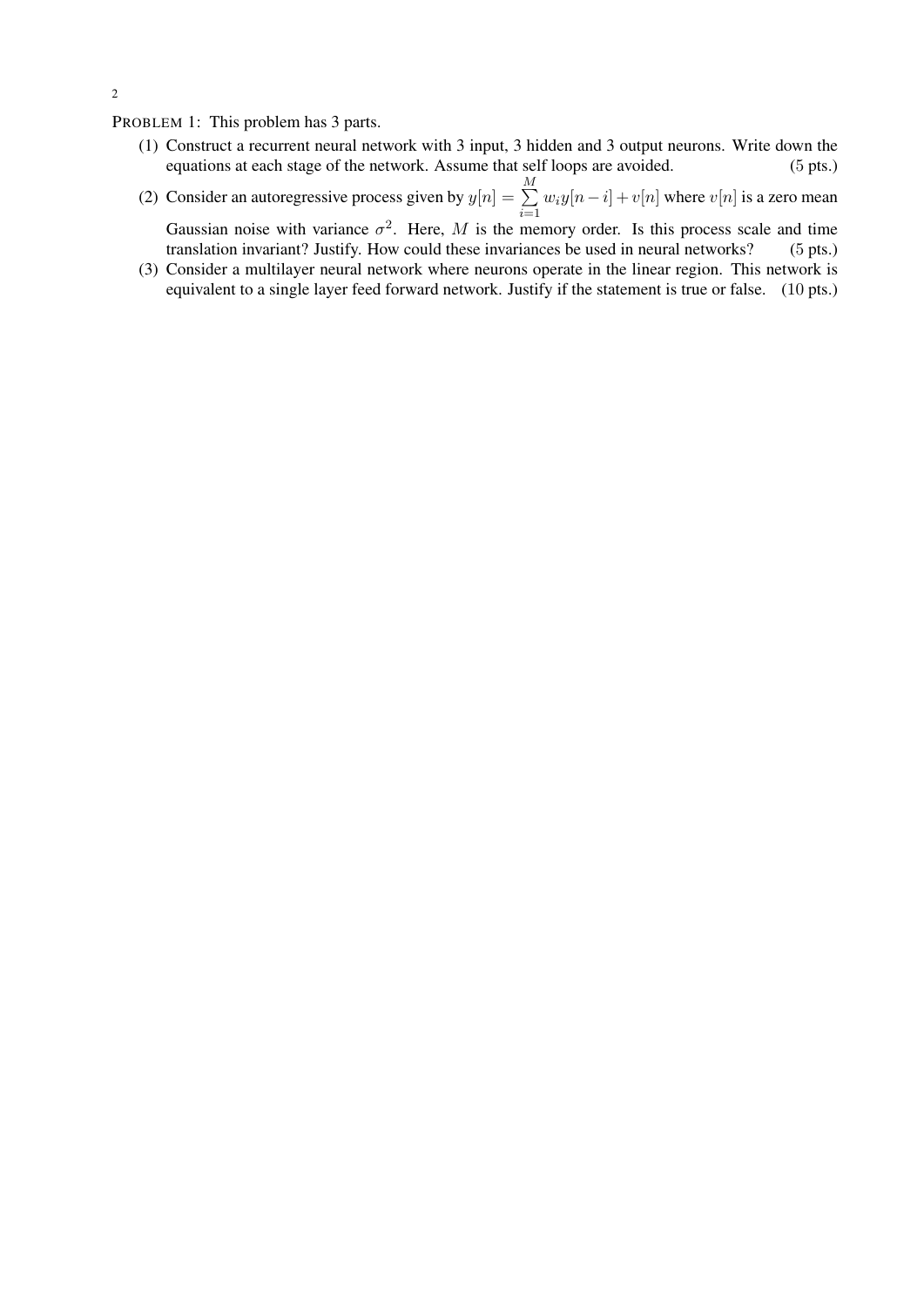PROBLEM 1: This problem has 3 parts.

(1) Construct a recurrent neural network with 3 input, 3 hidden and 3 output neurons. Write down the equations at each stage of the network. Assume that self loops are avoided. (5 pts.)

(2) Consider an autoregressive process given by $y[n] = \sum_{i=1}^{M} w_i y[n-i] + v[n]$ where $v[n]$ is a zero mean Gaussian noise with variance $\sigma^2$. Here, $M$ is the memory order. Is this process scale and time translation invariant? Justify. How could these invariances be used in neural networks? (5 pts.)

(3) Consider a multilayer neural network where neurons operate in the linear region. This network is equivalent to a single layer feed forward network. Justify if the statement is true or false. (10 pts.)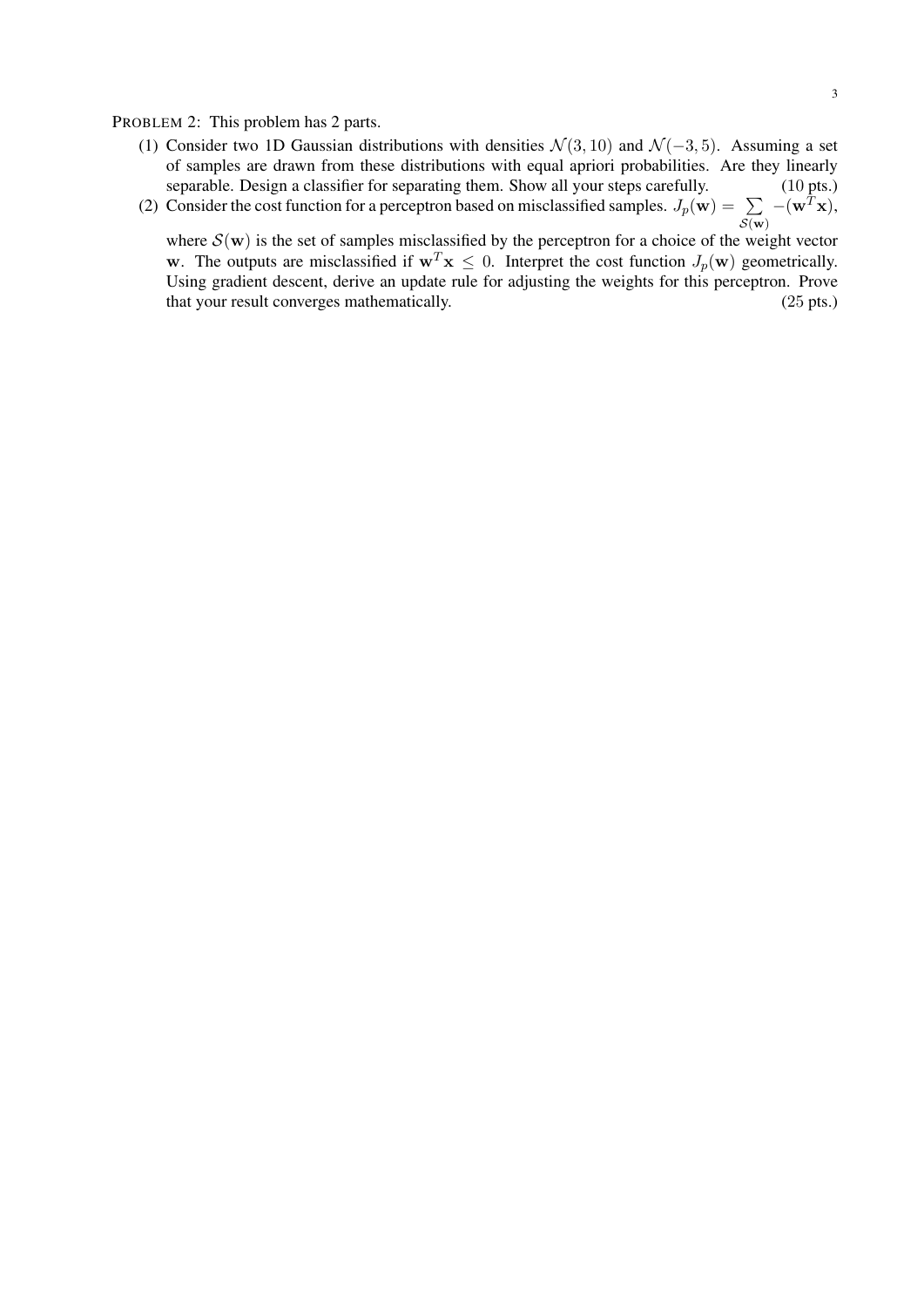PROBLEM 2: This problem has 2 parts.

(1) Consider two 1D Gaussian distributions with densities $\mathcal{N}(3, 10)$ and $\mathcal{N}(-3, 5)$. Assuming a set of samples are drawn from these distributions with equal apriori probabilities. Are they linearly separable. Design a classifier for separating them. Show all your steps carefully. (10 pts.)

(2) Consider the cost function for a perceptron based on misclassified samples. $J_p(\mathbf{w}) = \sum_{\mathcal{S}(\mathbf{w})} -(\mathbf{w}^T\mathbf{x})$, where $\mathcal{S}(\mathbf{w})$ is the set of samples misclassified by the perceptron for a choice of the weight vector $\mathbf{w}$. The outputs are misclassified if $\mathbf{w}^T\mathbf{x} \leq 0$. Interpret the cost function $J_p(\mathbf{w})$ geometrically. Using gradient descent, derive an update rule for adjusting the weights for this perceptron. Prove that your result converges mathematically. (25 pts.)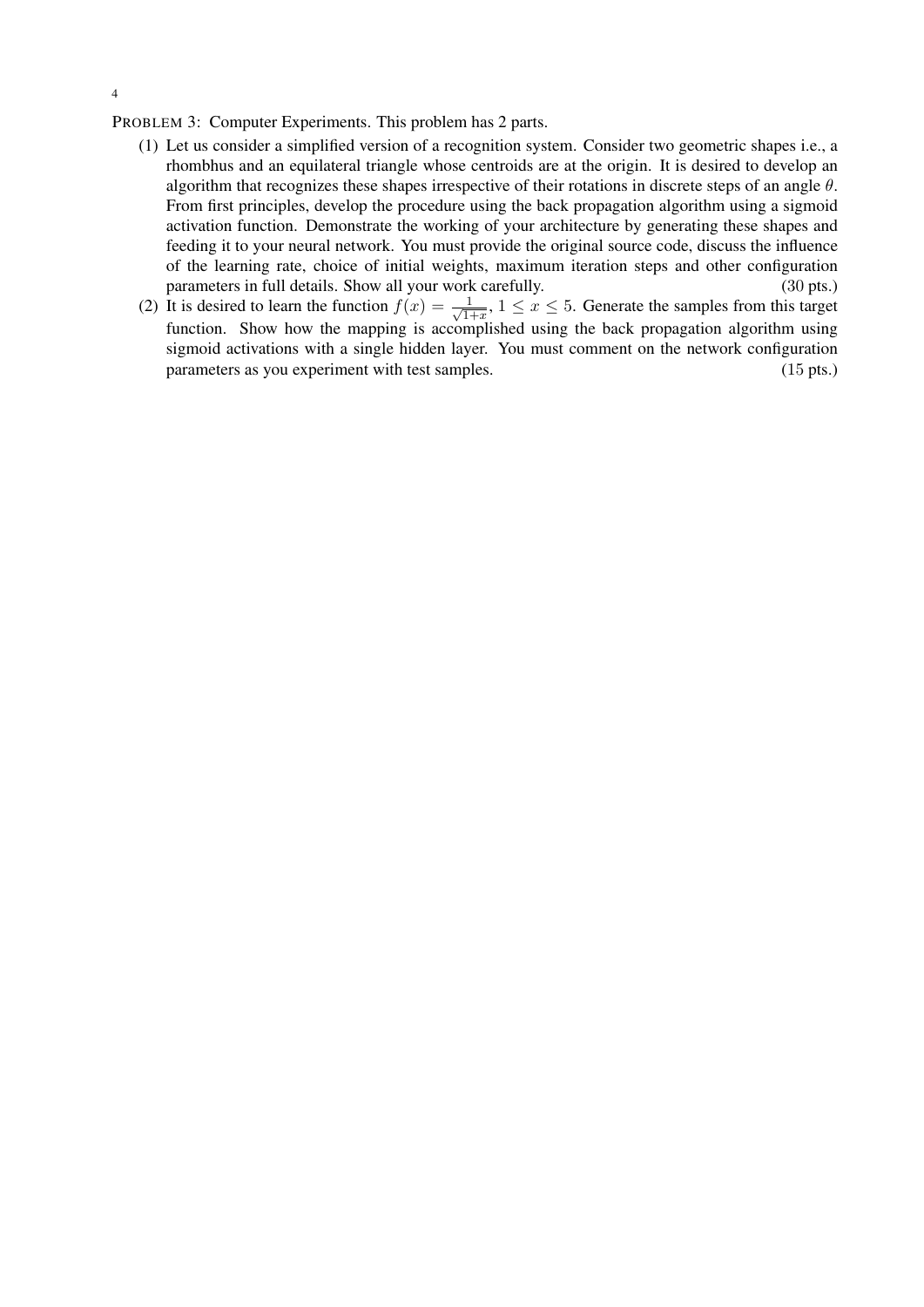PROBLEM 3: Computer Experiments. This problem has 2 parts.

(1) Let us consider a simplified version of a recognition system. Consider two geometric shapes i.e., a rhombhus and an equilateral triangle whose centroids are at the origin. It is desired to develop an algorithm that recognizes these shapes irrespective of their rotations in discrete steps of an angle $\theta$. From first principles, develop the procedure using the back propagation algorithm using a sigmoid activation function. Demonstrate the working of your architecture by generating these shapes and feeding it to your neural network. You must provide the original source code, discuss the influence of the learning rate, choice of initial weights, maximum iteration steps and other configuration parameters in full details. Show all your work carefully. (30 pts.)

(2) It is desired to learn the function $f(x) = \frac{1}{\sqrt{1+x}}$, $1 \leq x \leq 5$. Generate the samples from this target function. Show how the mapping is accomplished using the back propagation algorithm using sigmoid activations with a single hidden layer. You must comment on the network configuration parameters as you experiment with test samples. (15 pts.)